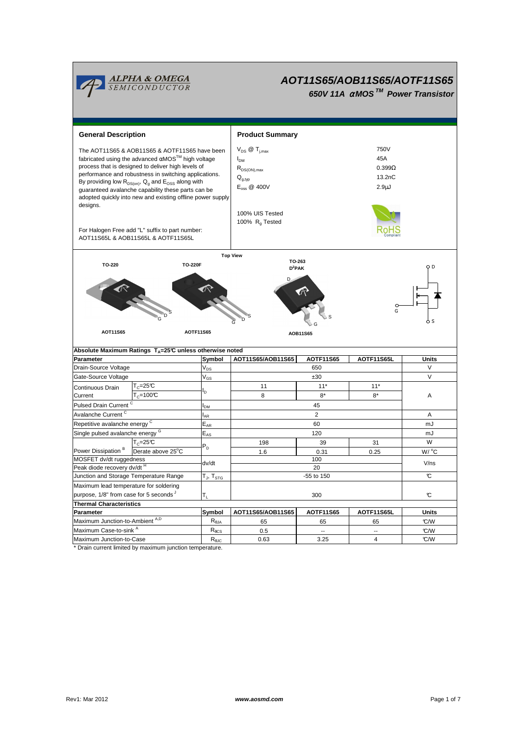# AOT11S65/AOB11S65/AOTF11S65

## 650V 11A αMOS™ Power Transistor

ALPHA & OMEGA SEMICONDUCTOR

## General Description

The AOT11S65 & AOB11S65 & AOTF11S65 have been fabricated using the advanced αMOS™ high voltage process that is designed to deliver high levels of performance and robustness in switching applications. By providing low $R_{DS(on)}$, $Q_g$ and $E_{OSS}$ along with guaranteed avalanche capability these parts can be adopted quickly into new and existing offline power supply designs.

For Halogen Free add "L" suffix to part number: AOT11S65L & AOB11S65L & AOTF11S65L

## Product Summary

| | |
|---|---|
| $V_{DS}$ @ $T_{j,max}$ | 750V |
| $I_{DM}$ | 45A |
| $R_{DS(ON),max}$ | 0.399Ω |
| $Q_{g,typ}$ | 13.2nC |
| $E_{oss}$ @ 400V | 2.9µJ |

100% UIS Tested
100% $R_g$ Tested

RoHS Compliant

Top View

TO-220 — AOT11S65 (G D S)
TO-220F — AOTF11S65 (G D S)
TO-263 $D^2PAK$ — AOB11S65 (G D S)

## Absolute Maximum Ratings $T_A$=25°C unless otherwise noted

| Parameter | | Symbol | AOT11S65/AOB11S65 | AOTF11S65 | AOTF11S65L | Units |
|---|---|---|---|---|---|---|
| Drain-Source Voltage | | $V_{DS}$ | 650 | | | V |
| Gate-Source Voltage | | $V_{GS}$ | ±30 | | | V |
| Continuous Drain Current | $T_C$=25°C | $I_D$ | 11 | 11* | 11* | A |
| | $T_C$=100°C | | 8 | 8* | 8* | |
| Pulsed Drain Current [C] | | $I_{DM}$ | 45 | | | |
| Avalanche Current [C] | | $I_{AR}$ | 2 | | | A |
| Repetitive avalanche energy [C] | | $E_{AR}$ | 60 | | | mJ |
| Single pulsed avalanche energy [G] | | $E_{AS}$ | 120 | | | mJ |
| Power Dissipation [B] | $T_C$=25°C | $P_D$ | 198 | 39 | 31 | W |
| | Derate above 25°C | | 1.6 | 0.31 | 0.25 | W/°C |
| MOSFET dv/dt ruggedness | | dv/dt | 100 | | | V/ns |
| Peak diode recovery dv/dt [H] | | | 20 | | | |
| Junction and Storage Temperature Range | | $T_J$, $T_{STG}$ | -55 to 150 | | | °C |
| Maximum lead temperature for soldering purpose, 1/8" from case for 5 seconds [J] | | $T_L$ | 300 | | | °C |

## Thermal Characteristics

| Parameter | Symbol | AOT11S65/AOB11S65 | AOTF11S65 | AOTF11S65L | Units |
|---|---|---|---|---|---|
| Maximum Junction-to-Ambient [A,D] | $R_{\theta JA}$ | 65 | 65 | 65 | °C/W |
| Maximum Case-to-sink [A] | $R_{\theta CS}$ | 0.5 | -- | -- | °C/W |
| Maximum Junction-to-Case | $R_{\theta JC}$ | 0.63 | 3.25 | 4 | °C/W |

* Drain current limited by maximum junction temperature.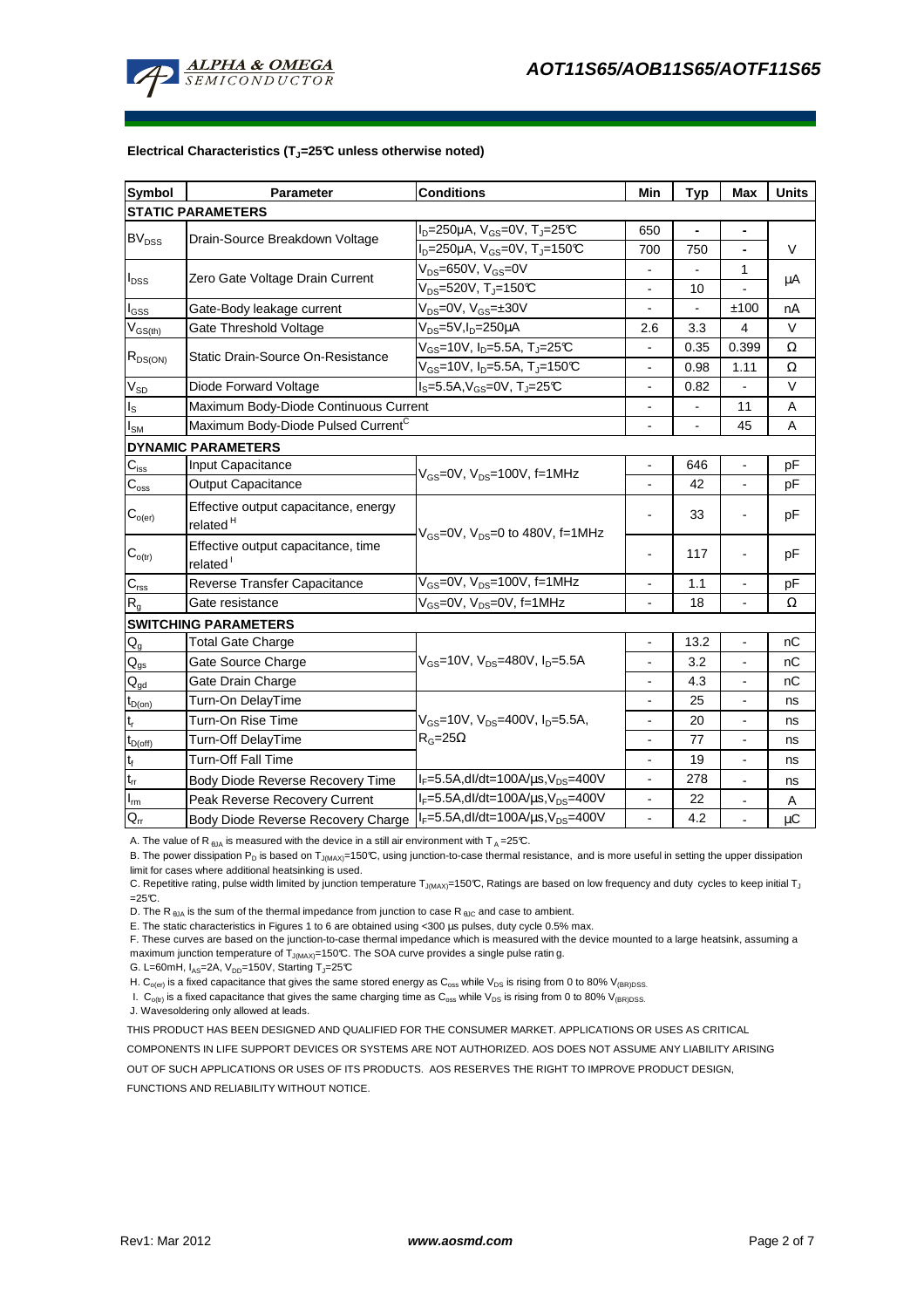### Electrical Characteristics ($T_J$=25°C unless otherwise noted)

| Symbol | Parameter | Conditions | Min | Typ | Max | Units |
|---|---|---|---|---|---|---|
| **STATIC PARAMETERS** | | | | | | |
| $BV_{DSS}$ | Drain-Source Breakdown Voltage | $I_D$=250µA, $V_{GS}$=0V, $T_J$=25°C | 650 | - | - | V |
| | | $I_D$=250µA, $V_{GS}$=0V, $T_J$=150°C | 700 | 750 | - | |
| $I_{DSS}$ | Zero Gate Voltage Drain Current | $V_{DS}$=650V, $V_{GS}$=0V | - | - | 1 | µA |
| | | $V_{DS}$=520V, $T_J$=150°C | - | 10 | - | |
| $I_{GSS}$ | Gate-Body leakage current | $V_{DS}$=0V, $V_{GS}$=±30V | - | - | ±100 | nA |
| $V_{GS(th)}$ | Gate Threshold Voltage | $V_{DS}$=5V, $I_D$=250µA | 2.6 | 3.3 | 4 | V |
| $R_{DS(ON)}$ | Static Drain-Source On-Resistance | $V_{GS}$=10V, $I_D$=5.5A, $T_J$=25°C | - | 0.35 | 0.399 | Ω |
| | | $V_{GS}$=10V, $I_D$=5.5A, $T_J$=150°C | - | 0.98 | 1.11 | Ω |
| $V_{SD}$ | Diode Forward Voltage | $I_S$=5.5A, $V_{GS}$=0V, $T_J$=25°C | - | 0.82 | - | V |
| $I_S$ | Maximum Body-Diode Continuous Current | | - | - | 11 | A |
| $I_{SM}$ | Maximum Body-Diode Pulsed Current[C] | | - | - | 45 | A |
| **DYNAMIC PARAMETERS** | | | | | | |
| $C_{iss}$ | Input Capacitance | $V_{GS}$=0V, $V_{DS}$=100V, f=1MHz | - | 646 | - | pF |
| $C_{oss}$ | Output Capacitance | | - | 42 | - | pF |
| $C_{o(er)}$ | Effective output capacitance, energy related[H] | $V_{GS}$=0V, $V_{DS}$=0 to 480V, f=1MHz | - | 33 | - | pF |
| $C_{o(tr)}$ | Effective output capacitance, time related[I] | | - | 117 | - | pF |
| $C_{rss}$ | Reverse Transfer Capacitance | $V_{GS}$=0V, $V_{DS}$=100V, f=1MHz | - | 1.1 | - | pF |
| $R_g$ | Gate resistance | $V_{GS}$=0V, $V_{DS}$=0V, f=1MHz | - | 18 | - | Ω |
| **SWITCHING PARAMETERS** | | | | | | |
| $Q_g$ | Total Gate Charge | $V_{GS}$=10V, $V_{DS}$=480V, $I_D$=5.5A | - | 13.2 | - | nC |
| $Q_{gs}$ | Gate Source Charge | | - | 3.2 | - | nC |
| $Q_{gd}$ | Gate Drain Charge | | - | 4.3 | - | nC |
| $t_{D(on)}$ | Turn-On DelayTime | $V_{GS}$=10V, $V_{DS}$=400V, $I_D$=5.5A, $R_G$=25Ω | - | 25 | - | ns |
| $t_r$ | Turn-On Rise Time | | - | 20 | - | ns |
| $t_{D(off)}$ | Turn-Off DelayTime | | - | 77 | - | ns |
| $t_f$ | Turn-Off Fall Time | | - | 19 | - | ns |
| $t_{rr}$ | Body Diode Reverse Recovery Time | $I_F$=5.5A, dI/dt=100A/µs, $V_{DS}$=400V | - | 278 | - | ns |
| $I_{rm}$ | Peak Reverse Recovery Current | $I_F$=5.5A, dI/dt=100A/µs, $V_{DS}$=400V | - | 22 | - | A |
| $Q_{rr}$ | Body Diode Reverse Recovery Charge | $I_F$=5.5A, dI/dt=100A/µs, $V_{DS}$=400V | - | 4.2 | - | µC |

A. The value of $R_{\theta JA}$ is measured with the device in a still air environment with $T_A$ =25°C.

B. The power dissipation $P_D$ is based on $T_{J(MAX)}$=150°C, using junction-to-case thermal resistance, and is more useful in setting the upper dissipation limit for cases where additional heatsinking is used.

C. Repetitive rating, pulse width limited by junction temperature $T_{J(MAX)}$=150°C, Ratings are based on low frequency and duty cycles to keep initial $T_J$ =25°C.

D. The $R_{\theta JA}$ is the sum of the thermal impedance from junction to case $R_{\theta JC}$ and case to ambient.

E. The static characteristics in Figures 1 to 6 are obtained using <300 µs pulses, duty cycle 0.5% max.

F. These curves are based on the junction-to-case thermal impedance which is measured with the device mounted to a large heatsink, assuming a maximum junction temperature of $T_{J(MAX)}$=150°C. The SOA curve provides a single pulse ratin g.

G. L=60mH, $I_{AS}$=2A, $V_{DD}$=150V, Starting $T_J$=25°C

H. $C_{o(er)}$ is a fixed capacitance that gives the same stored energy as $C_{oss}$ while $V_{DS}$ is rising from 0 to 80% $V_{(BR)DSS}$.

I. $C_{o(tr)}$ is a fixed capacitance that gives the same charging time as $C_{oss}$ while $V_{DS}$ is rising from 0 to 80% $V_{(BR)DSS}$.

J. Wavesoldering only allowed at leads.

THIS PRODUCT HAS BEEN DESIGNED AND QUALIFIED FOR THE CONSUMER MARKET. APPLICATIONS OR USES AS CRITICAL COMPONENTS IN LIFE SUPPORT DEVICES OR SYSTEMS ARE NOT AUTHORIZED. AOS DOES NOT ASSUME ANY LIABILITY ARISING OUT OF SUCH APPLICATIONS OR USES OF ITS PRODUCTS. AOS RESERVES THE RIGHT TO IMPROVE PRODUCT DESIGN, FUNCTIONS AND RELIABILITY WITHOUT NOTICE.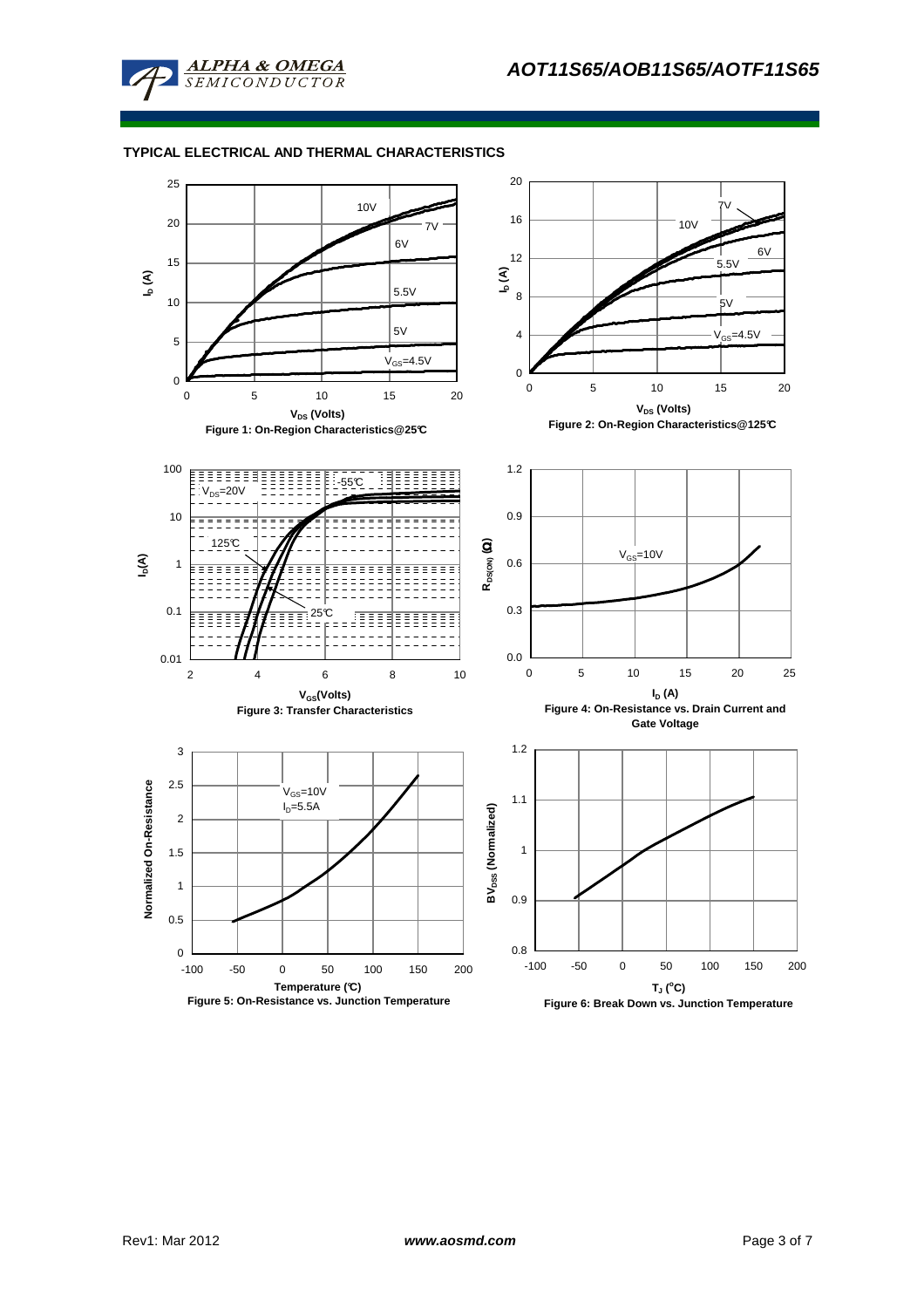## TYPICAL ELECTRICAL AND THERMAL CHARACTERISTICS

Figure 1: On-Region Characteristics@25°C

Figure 2: On-Region Characteristics@125°C

Figure 3: Transfer Characteristics

Figure 4: On-Resistance vs. Drain Current and Gate Voltage

Figure 5: On-Resistance vs. Junction Temperature

Figure 6: Break Down vs. Junction Temperature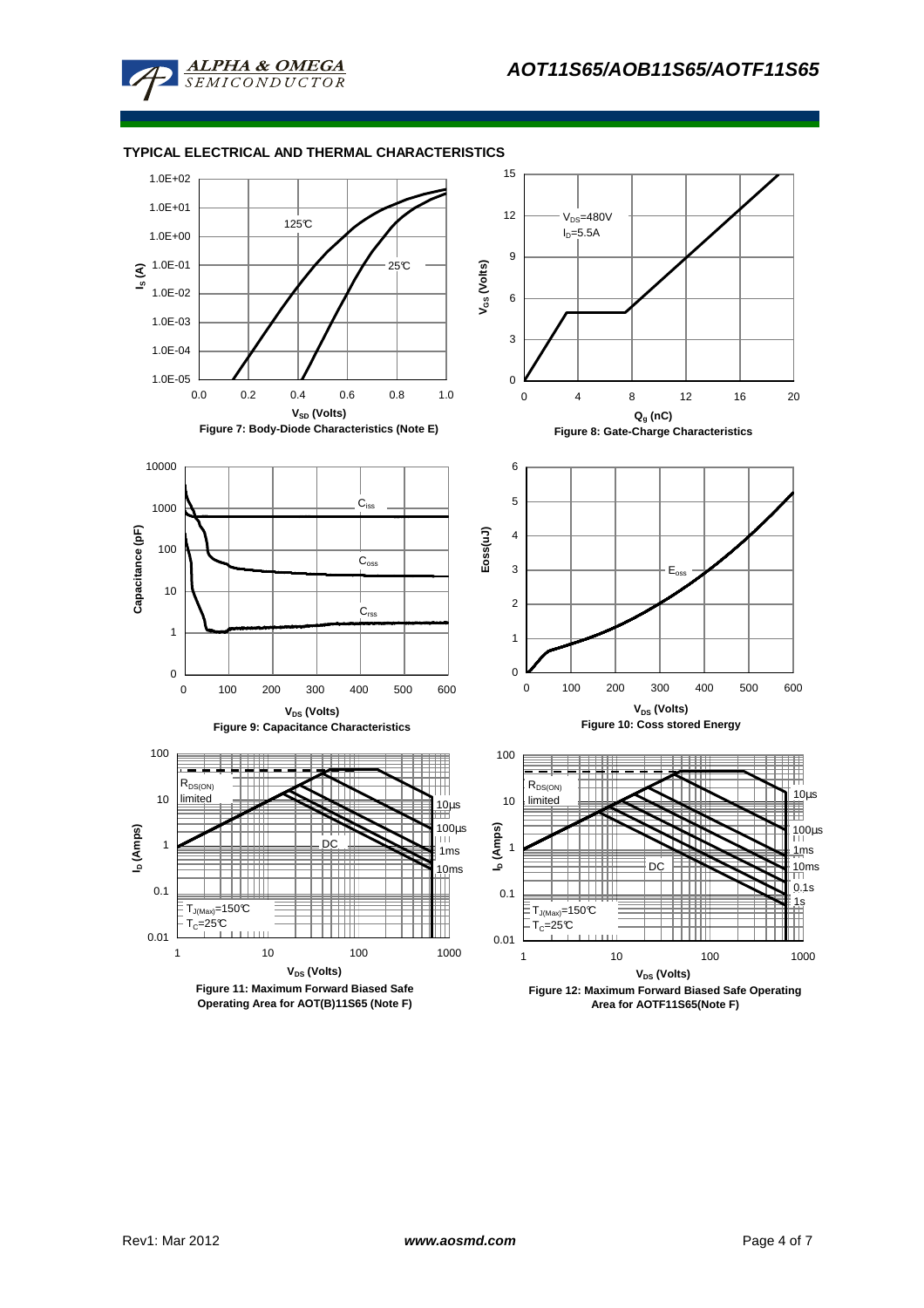## TYPICAL ELECTRICAL AND THERMAL CHARACTERISTICS

Figure 7: Body-Diode Characteristics (Note E)

Figure 8: Gate-Charge Characteristics

Figure 9: Capacitance Characteristics

Figure 10: Coss stored Energy

Figure 11: Maximum Forward Biased Safe Operating Area for AOT(B)11S65 (Note F)

Figure 12: Maximum Forward Biased Safe Operating Area for AOTF11S65(Note F)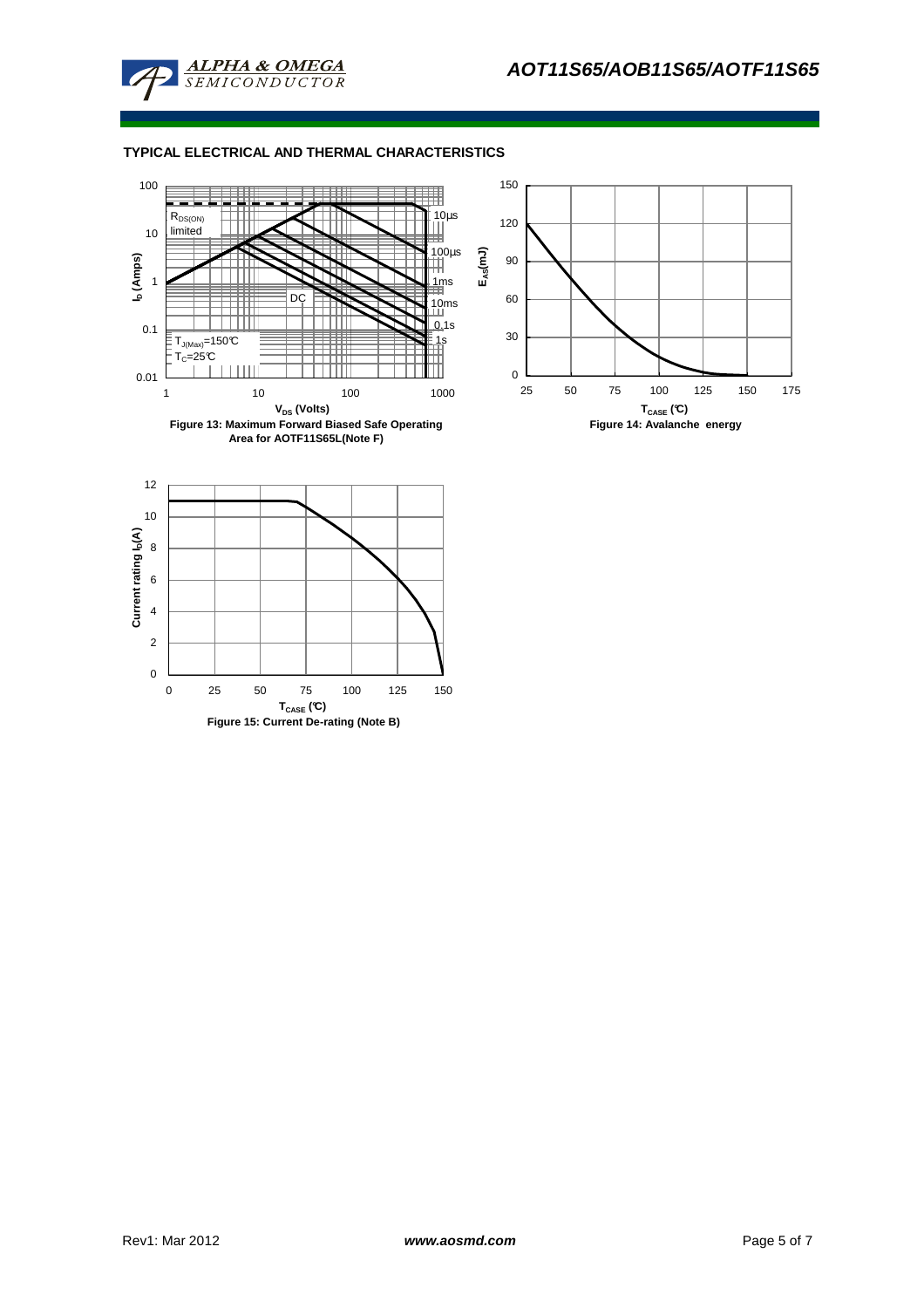## TYPICAL ELECTRICAL AND THERMAL CHARACTERISTICS

$R_{DS(ON)}$ limited

10µs

100µs

1ms

DC

10ms

0.1s

1s

$T_{J(Max)}$=150°C

$T_C$=25°C

$I_D$ (Amps)

$V_{DS}$ (Volts)

**Figure 13: Maximum Forward Biased Safe Operating Area for AOTF11S65L(Note F)**

$E_{AS}$(mJ)

$T_{CASE}$ (°C)

**Figure 14: Avalanche energy**

Current rating $I_D$(A)

$T_{CASE}$ (°C)

**Figure 15: Current De-rating (Note B)**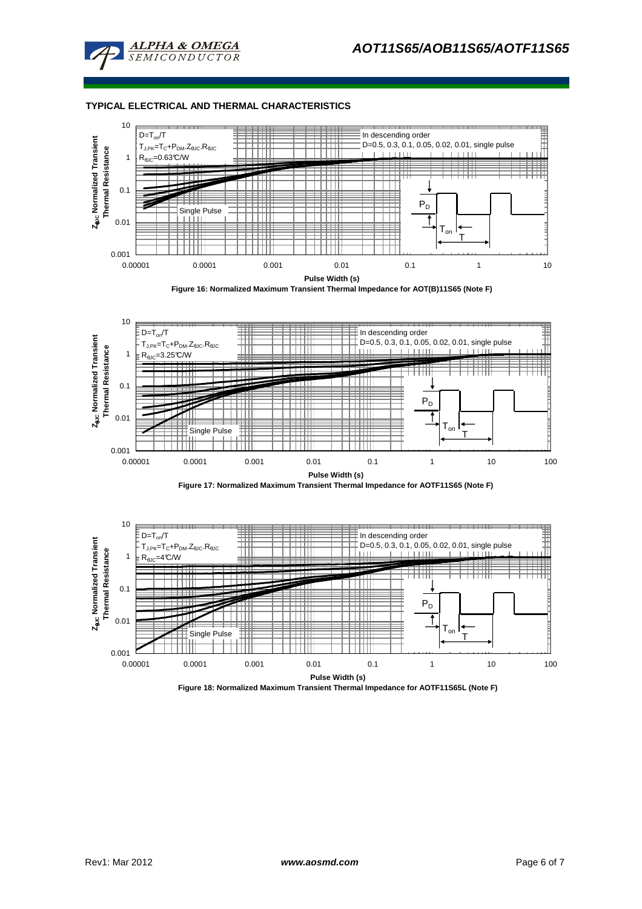## TYPICAL ELECTRICAL AND THERMAL CHARACTERISTICS

$D=T_{on}/T$

$T_{J,PK}=T_C+P_{DM}.Z_{\theta JC}.R_{\theta JC}$

$R_{\theta JC}=0.63°C/W$

In descending order

D=0.5, 0.3, 0.1, 0.05, 0.02, 0.01, single pulse

Figure 16: Normalized Maximum Transient Thermal Impedance for AOT(B)11S65 (Note F)

$D=T_{on}/T$

$T_{J,PK}=T_C+P_{DM}.Z_{\theta JC}.R_{\theta JC}$

$R_{\theta JC}=3.25°C/W$

In descending order

D=0.5, 0.3, 0.1, 0.05, 0.02, 0.01, single pulse

Figure 17: Normalized Maximum Transient Thermal Impedance for AOTF11S65 (Note F)

$D=T_{on}/T$

$T_{J,PK}=T_C+P_{DM}.Z_{\theta JC}.R_{\theta JC}$

$R_{\theta JC}=4°C/W$

In descending order

D=0.5, 0.3, 0.1, 0.05, 0.02, 0.01, single pulse

Figure 18: Normalized Maximum Transient Thermal Impedance for AOTF11S65L (Note F)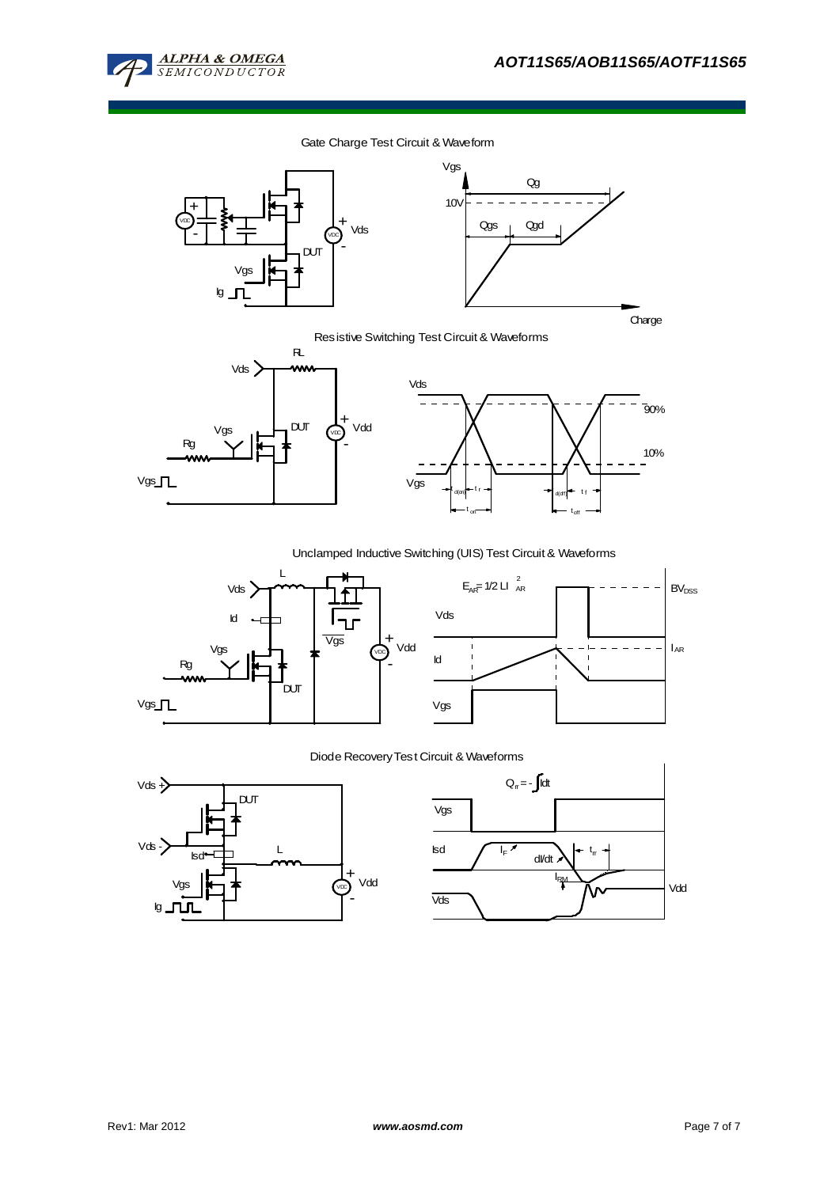## Gate Charge Test Circuit & Waveform

VDC
+
-
Vds
+
-
VDC
DUT
Vgs
Ig

Vgs
Qg
10V
Qgs
Qgd
Charge

## Resistive Switching Test Circuit & Waveforms

RL
Vds
DUT
Vgs
Rg
Vgs
+
VDC
Vdd
-

Vds
90%
10%
Vgs
$t_{d(on)}$
$t_r$
$t_{on}$
$t_{d(off)}$
$t_f$
$t_{off}$

## Unclamped Inductive Switching (UIS) Test Circuit & Waveforms

L
Vds
Id
Vgs
Rg
Vgs
DUT
$\overline{Vgs}$
+
VDC
Vdd
-

$E_{AR} = 1/2\ LI_{AR}^2$
$BV_{DSS}$
Vds
Id
$I_{AR}$
Vgs

## Diode Recovery Test Circuit & Waveforms

Vds +
DUT
Vds -
Isd
L
Vgs
Ig
+
VDC
Vdd
-

$Q_{rr} = -\int Idt$
Vgs
Isd
$I_F$
dI/dt
$t_{rr}$
$I_{RM}$
Vdd
Vds